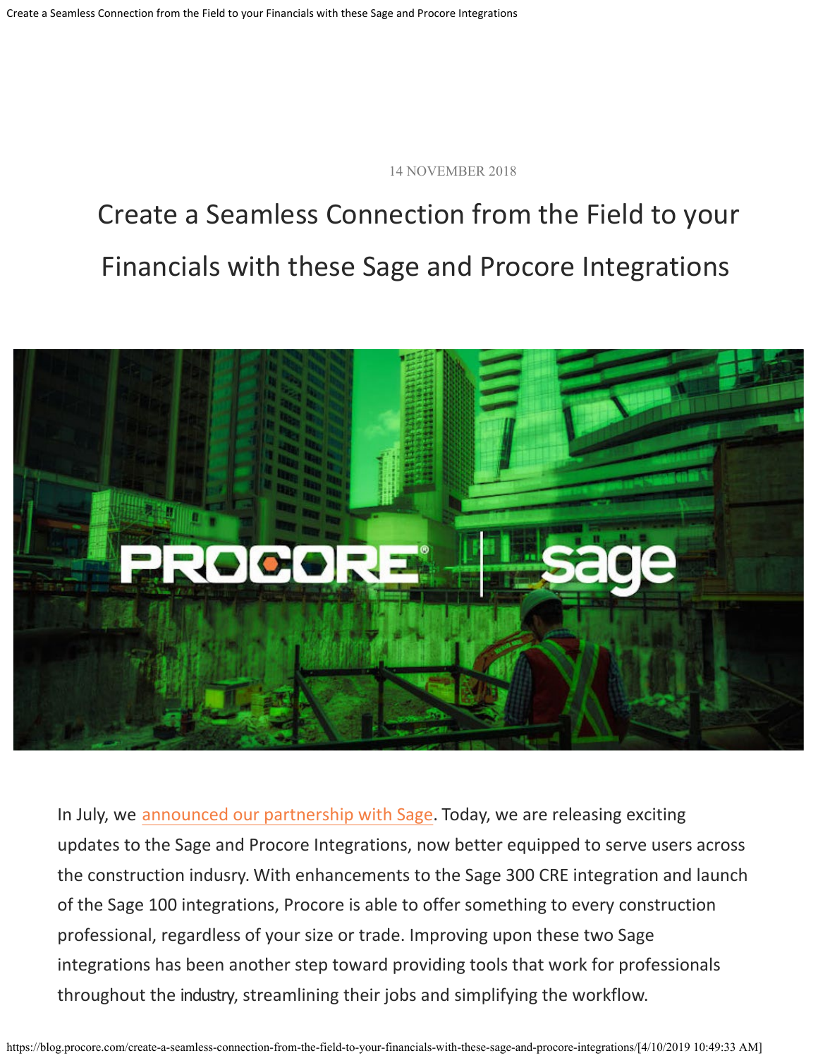14 NOVEMBER 2018

# Create a Seamless Connection from the Field to your Financials with these Sage and Procore Integrations

In July, we announced our partnership with Sage. Today, we are releasing exciting updates to the Sage and Procore Integrations, now better equipped to serve users across the construction indusry. With enhancements to the Sage 300 CRE integration and launch of the Sage 100 integrations, Procore is able to offer something to every construction professional, regardless of your size or trade. Improving upon these two Sage integrations has been another step toward providing tools that work for professionals throughout the industry, streamlining their jobs and simplifying the workflow.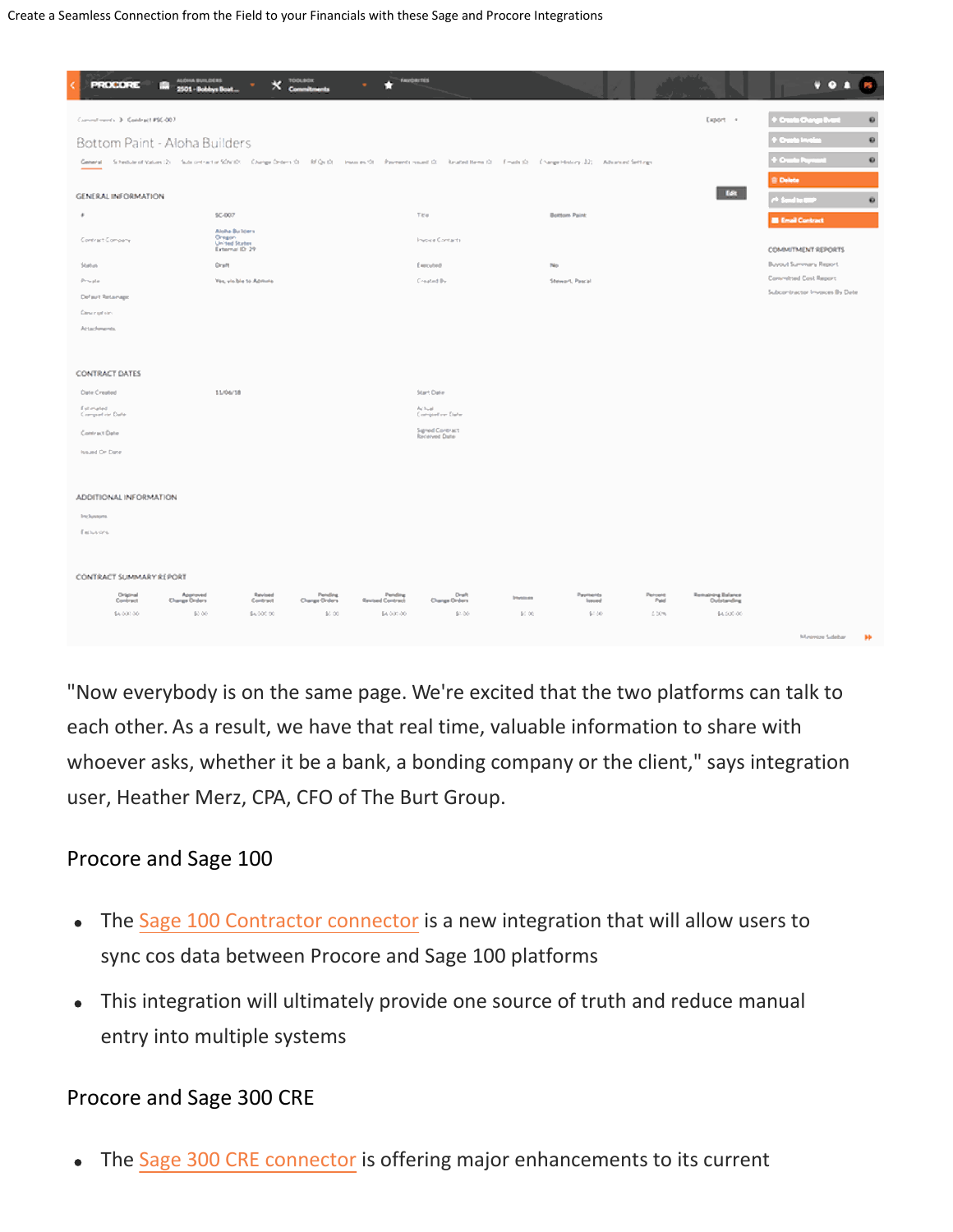"Now everybody is on the same page. We're excited that the two platforms can talk to each other. As a result, we have that real time, valuable information to share with whoever asks, whether it be a bank, a bonding company or the client," says integration user, Heather Merz, CPA, CFO of The Burt Group.

## Procore and Sage 100

- The Sage 100 Contractor connector is a new integration that will allow users to sync cos data between Procore and Sage 100 platforms
- This integration will ultimately provide one source of truth and reduce manual entry into multiple systems

## Procore and Sage 300 CRE

- The Sage 300 CRE connector is offering major enhancements to its current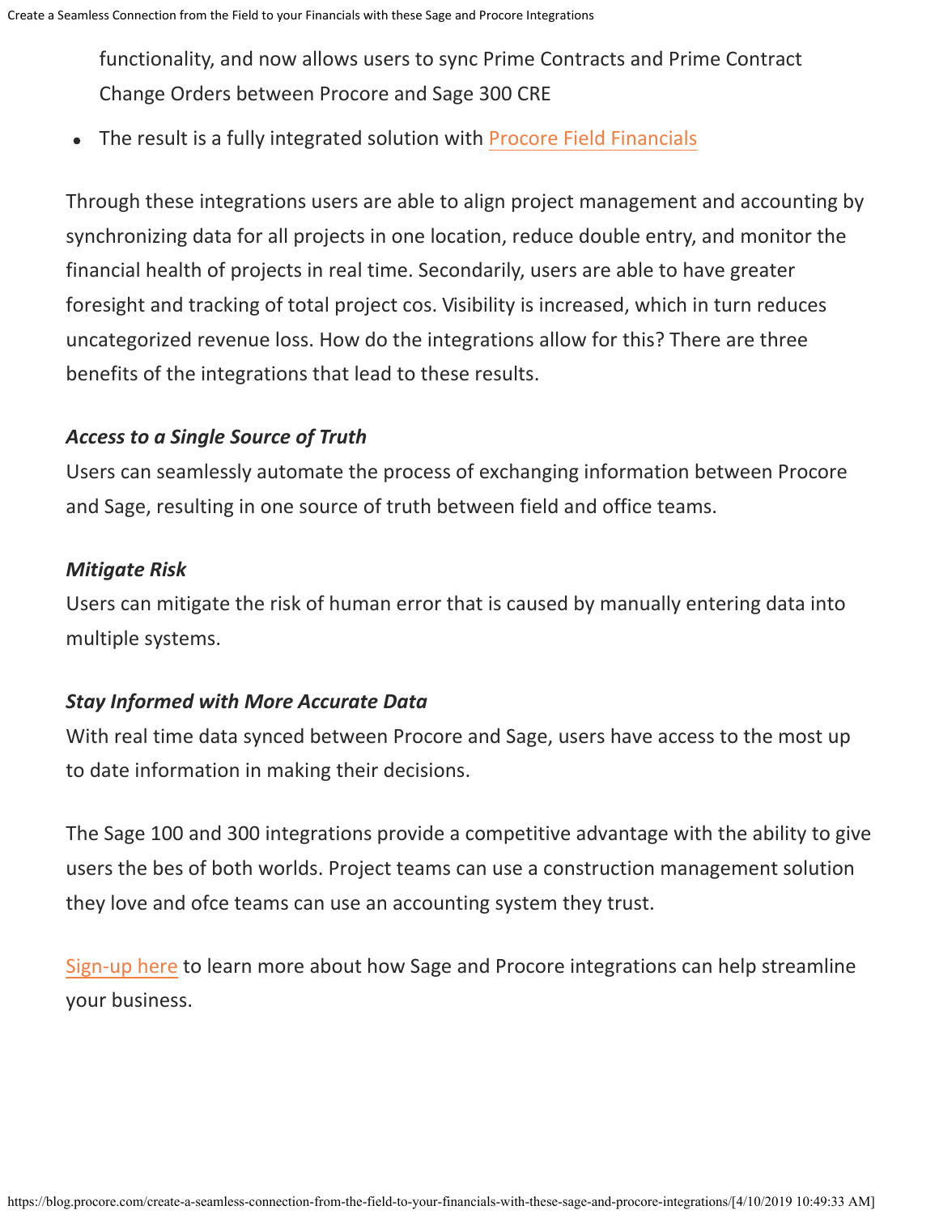functionality, and now allows users to sync Prime Contracts and Prime Contract Change Orders between Procore and Sage 300 CRE

- The result is a fully integrated solution with Procore Field Financials

Through these integrations users are able to align project management and accounting by synchronizing data for all projects in one location, reduce double entry, and monitor the financial health of projects in real time. Secondarily, users are able to have greater foresight and tracking of total project cos. Visibility is increased, which in turn reduces uncategorized revenue loss. How do the integrations allow for this? There are three benefits of the integrations that lead to these results.

***Access to a Single Source of Truth***

Users can seamlessly automate the process of exchanging information between Procore and Sage, resulting in one source of truth between field and office teams.

***Mitigate Risk***

Users can mitigate the risk of human error that is caused by manually entering data into multiple systems.

***Stay Informed with More Accurate Data***

With real time data synced between Procore and Sage, users have access to the most up to date information in making their decisions.

The Sage 100 and 300 integrations provide a competitive advantage with the ability to give users the bes of both worlds. Project teams can use a construction management solution they love and ofce teams can use an accounting system they trust.

Sign-up here to learn more about how Sage and Procore integrations can help streamline your business.